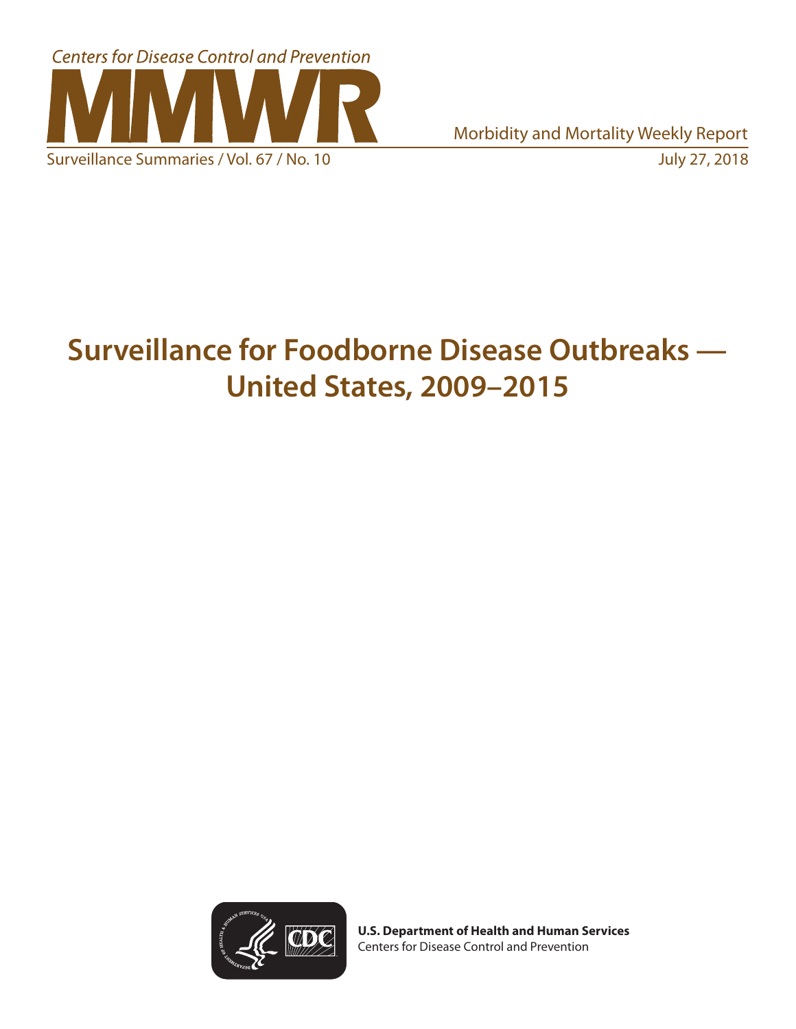Centers for Disease Control and Prevention

# MMWR

Morbidity and Mortality Weekly Report

Surveillance Summaries / Vol. 67 / No. 10

July 27, 2018

# Surveillance for Foodborne Disease Outbreaks — United States, 2009–2015

**U.S. Department of Health and Human Services**
Centers for Disease Control and Prevention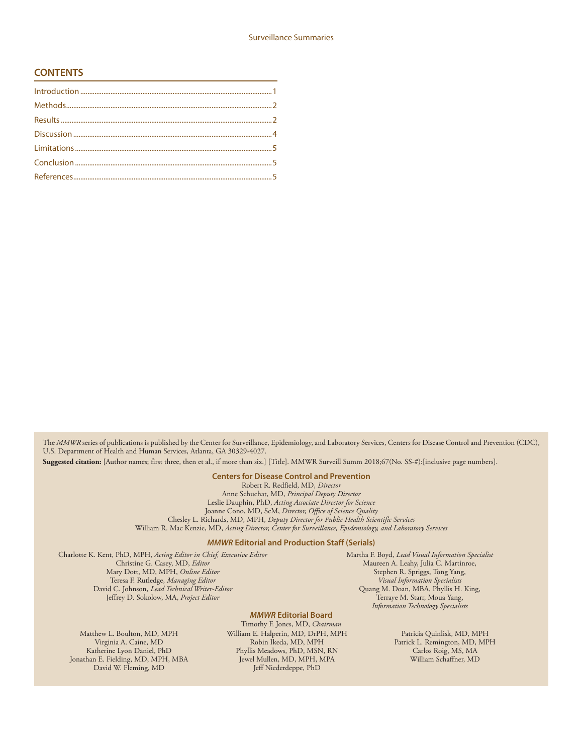## CONTENTS

Introduction ........................................................ 1
Methods ........................................................ 2
Results ........................................................ 2
Discussion ........................................................ 4
Limitations ........................................................ 5
Conclusion ........................................................ 5
References ........................................................ 5

The *MMWR* series of publications is published by the Center for Surveillance, Epidemiology, and Laboratory Services, Centers for Disease Control and Prevention (CDC), U.S. Department of Health and Human Services, Atlanta, GA 30329-4027.

**Suggested citation:** [Author names; first three, then et al., if more than six.] [Title]. MMWR Surveill Summ 2018;67(No. SS-#):[inclusive page numbers].

**Centers for Disease Control and Prevention**

Robert R. Redfield, MD, *Director*
Anne Schuchat, MD, *Principal Deputy Director*
Leslie Dauphin, PhD, *Acting Associate Director for Science*
Joanne Cono, MD, ScM, *Director, Office of Science Quality*
Chesley L. Richards, MD, MPH, *Deputy Director for Public Health Scientific Services*
William R. Mac Kenzie, MD, *Acting Director, Center for Surveillance, Epidemiology, and Laboratory Services*

***MMWR* Editorial and Production Staff (Serials)**

Charlotte K. Kent, PhD, MPH, *Acting Editor in Chief, Executive Editor*
Christine G. Casey, MD, *Editor*
Mary Dott, MD, MPH, *Online Editor*
Teresa F. Rutledge, *Managing Editor*
David C. Johnson, *Lead Technical Writer-Editor*
Jeffrey D. Sokolow, MA, *Project Editor*

Martha F. Boyd, *Lead Visual Information Specialist*
Maureen A. Leahy, Julia C. Martinroe,
Stephen R. Spriggs, Tong Yang,
*Visual Information Specialists*
Quang M. Doan, MBA, Phyllis H. King,
Terraye M. Starr, Moua Yang,
*Information Technology Specialists*

***MMWR* Editorial Board**

Timothy F. Jones, MD, *Chairman*

Matthew L. Boulton, MD, MPH
Virginia A. Caine, MD
Katherine Lyon Daniel, PhD
Jonathan E. Fielding, MD, MPH, MBA
David W. Fleming, MD

William E. Halperin, MD, DrPH, MPH
Robin Ikeda, MD, MPH
Phyllis Meadows, PhD, MSN, RN
Jewel Mullen, MD, MPH, MPA
Jeff Niederdeppe, PhD

Patricia Quinlisk, MD, MPH
Patrick L. Remington, MD, MPH
Carlos Roig, MS, MA
William Schaffner, MD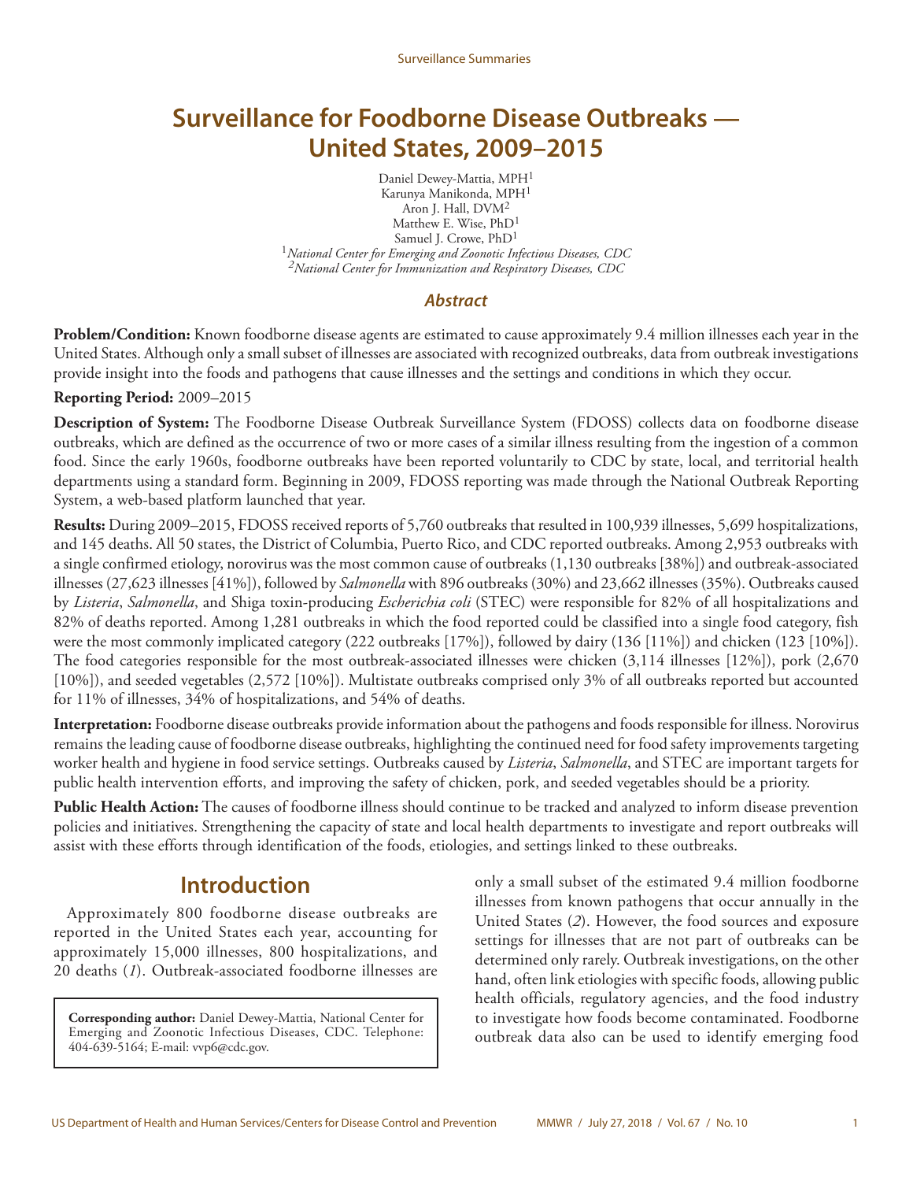# Surveillance for Foodborne Disease Outbreaks — United States, 2009–2015

Daniel Dewey-Mattia, MPH[1]
Karunya Manikonda, MPH[1]
Aron J. Hall, DVM[2]
Matthew E. Wise, PhD[1]
Samuel J. Crowe, PhD[1]
[1]*National Center for Emerging and Zoonotic Infectious Diseases, CDC*
[2]*National Center for Immunization and Respiratory Diseases, CDC*

## Abstract

**Problem/Condition:** Known foodborne disease agents are estimated to cause approximately 9.4 million illnesses each year in the United States. Although only a small subset of illnesses are associated with recognized outbreaks, data from outbreak investigations provide insight into the foods and pathogens that cause illnesses and the settings and conditions in which they occur.

**Reporting Period:** 2009–2015

**Description of System:** The Foodborne Disease Outbreak Surveillance System (FDOSS) collects data on foodborne disease outbreaks, which are defined as the occurrence of two or more cases of a similar illness resulting from the ingestion of a common food. Since the early 1960s, foodborne outbreaks have been reported voluntarily to CDC by state, local, and territorial health departments using a standard form. Beginning in 2009, FDOSS reporting was made through the National Outbreak Reporting System, a web-based platform launched that year.

**Results:** During 2009–2015, FDOSS received reports of 5,760 outbreaks that resulted in 100,939 illnesses, 5,699 hospitalizations, and 145 deaths. All 50 states, the District of Columbia, Puerto Rico, and CDC reported outbreaks. Among 2,953 outbreaks with a single confirmed etiology, norovirus was the most common cause of outbreaks (1,130 outbreaks [38%]) and outbreak-associated illnesses (27,623 illnesses [41%]), followed by *Salmonella* with 896 outbreaks (30%) and 23,662 illnesses (35%). Outbreaks caused by *Listeria*, *Salmonella*, and Shiga toxin-producing *Escherichia coli* (STEC) were responsible for 82% of all hospitalizations and 82% of deaths reported. Among 1,281 outbreaks in which the food reported could be classified into a single food category, fish were the most commonly implicated category (222 outbreaks [17%]), followed by dairy (136 [11%]) and chicken (123 [10%]). The food categories responsible for the most outbreak-associated illnesses were chicken (3,114 illnesses [12%]), pork (2,670 [10%]), and seeded vegetables (2,572 [10%]). Multistate outbreaks comprised only 3% of all outbreaks reported but accounted for 11% of illnesses, 34% of hospitalizations, and 54% of deaths.

**Interpretation:** Foodborne disease outbreaks provide information about the pathogens and foods responsible for illness. Norovirus remains the leading cause of foodborne disease outbreaks, highlighting the continued need for food safety improvements targeting worker health and hygiene in food service settings. Outbreaks caused by *Listeria*, *Salmonella*, and STEC are important targets for public health intervention efforts, and improving the safety of chicken, pork, and seeded vegetables should be a priority.

**Public Health Action:** The causes of foodborne illness should continue to be tracked and analyzed to inform disease prevention policies and initiatives. Strengthening the capacity of state and local health departments to investigate and report outbreaks will assist with these efforts through identification of the foods, etiologies, and settings linked to these outbreaks.

## Introduction

Approximately 800 foodborne disease outbreaks are reported in the United States each year, accounting for approximately 15,000 illnesses, 800 hospitalizations, and 20 deaths (*1*). Outbreak-associated foodborne illnesses are only a small subset of the estimated 9.4 million foodborne illnesses from known pathogens that occur annually in the United States (*2*). However, the food sources and exposure settings for illnesses that are not part of outbreaks can be determined only rarely. Outbreak investigations, on the other hand, often link etiologies with specific foods, allowing public health officials, regulatory agencies, and the food industry to investigate how foods become contaminated. Foodborne outbreak data also can be used to identify emerging food

**Corresponding author:** Daniel Dewey-Mattia, National Center for Emerging and Zoonotic Infectious Diseases, CDC. Telephone: 404-639-5164; E-mail: vvp6@cdc.gov.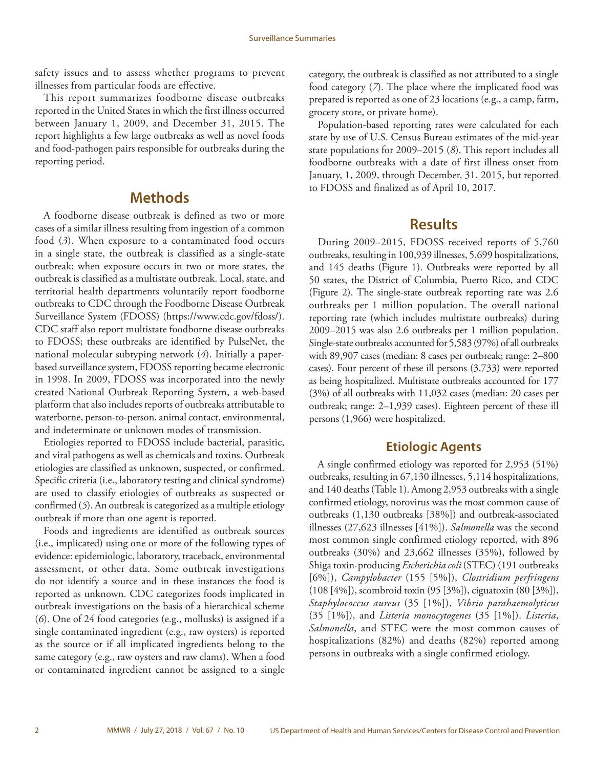safety issues and to assess whether programs to prevent illnesses from particular foods are effective.

This report summarizes foodborne disease outbreaks reported in the United States in which the first illness occurred between January 1, 2009, and December 31, 2015. The report highlights a few large outbreaks as well as novel foods and food-pathogen pairs responsible for outbreaks during the reporting period.

## Methods

A foodborne disease outbreak is defined as two or more cases of a similar illness resulting from ingestion of a common food (*3*). When exposure to a contaminated food occurs in a single state, the outbreak is classified as a single-state outbreak; when exposure occurs in two or more states, the outbreak is classified as a multistate outbreak. Local, state, and territorial health departments voluntarily report foodborne outbreaks to CDC through the Foodborne Disease Outbreak Surveillance System (FDOSS) (https://www.cdc.gov/fdoss/). CDC staff also report multistate foodborne disease outbreaks to FDOSS; these outbreaks are identified by PulseNet, the national molecular subtyping network (*4*). Initially a paper-based surveillance system, FDOSS reporting became electronic in 1998. In 2009, FDOSS was incorporated into the newly created National Outbreak Reporting System, a web-based platform that also includes reports of outbreaks attributable to waterborne, person-to-person, animal contact, environmental, and indeterminate or unknown modes of transmission.

Etiologies reported to FDOSS include bacterial, parasitic, and viral pathogens as well as chemicals and toxins. Outbreak etiologies are classified as unknown, suspected, or confirmed. Specific criteria (i.e., laboratory testing and clinical syndrome) are used to classify etiologies of outbreaks as suspected or confirmed (*5*). An outbreak is categorized as a multiple etiology outbreak if more than one agent is reported.

Foods and ingredients are identified as outbreak sources (i.e., implicated) using one or more of the following types of evidence: epidemiologic, laboratory, traceback, environmental assessment, or other data. Some outbreak investigations do not identify a source and in these instances the food is reported as unknown. CDC categorizes foods implicated in outbreak investigations on the basis of a hierarchical scheme (*6*). One of 24 food categories (e.g., mollusks) is assigned if a single contaminated ingredient (e.g., raw oysters) is reported as the source or if all implicated ingredients belong to the same category (e.g., raw oysters and raw clams). When a food or contaminated ingredient cannot be assigned to a single category, the outbreak is classified as not attributed to a single food category (*7*). The place where the implicated food was prepared is reported as one of 23 locations (e.g., a camp, farm, grocery store, or private home).

Population-based reporting rates were calculated for each state by use of U.S. Census Bureau estimates of the mid-year state populations for 2009–2015 (*8*). This report includes all foodborne outbreaks with a date of first illness onset from January, 1, 2009, through December, 31, 2015, but reported to FDOSS and finalized as of April 10, 2017.

## Results

During 2009–2015, FDOSS received reports of 5,760 outbreaks, resulting in 100,939 illnesses, 5,699 hospitalizations, and 145 deaths (Figure 1). Outbreaks were reported by all 50 states, the District of Columbia, Puerto Rico, and CDC (Figure 2). The single-state outbreak reporting rate was 2.6 outbreaks per 1 million population. The overall national reporting rate (which includes multistate outbreaks) during 2009–2015 was also 2.6 outbreaks per 1 million population. Single-state outbreaks accounted for 5,583 (97%) of all outbreaks with 89,907 cases (median: 8 cases per outbreak; range: 2–800 cases). Four percent of these ill persons (3,733) were reported as being hospitalized. Multistate outbreaks accounted for 177 (3%) of all outbreaks with 11,032 cases (median: 20 cases per outbreak; range: 2–1,939 cases). Eighteen percent of these ill persons (1,966) were hospitalized.

### Etiologic Agents

A single confirmed etiology was reported for 2,953 (51%) outbreaks, resulting in 67,130 illnesses, 5,114 hospitalizations, and 140 deaths (Table 1). Among 2,953 outbreaks with a single confirmed etiology, norovirus was the most common cause of outbreaks (1,130 outbreaks [38%]) and outbreak-associated illnesses (27,623 illnesses [41%]). *Salmonella* was the second most common single confirmed etiology reported, with 896 outbreaks (30%) and 23,662 illnesses (35%), followed by Shiga toxin-producing *Escherichia coli* (STEC) (191 outbreaks [6%]), *Campylobacter* (155 [5%]), *Clostridium perfringens* (108 [4%]), scombroid toxin (95 [3%]), ciguatoxin (80 [3%]), *Staphylococcus aureus* (35 [1%]), *Vibrio parahaemolyticus* (35 [1%]), and *Listeria monocytogenes* (35 [1%]). *Listeria*, *Salmonella*, and STEC were the most common causes of hospitalizations (82%) and deaths (82%) reported among persons in outbreaks with a single confirmed etiology.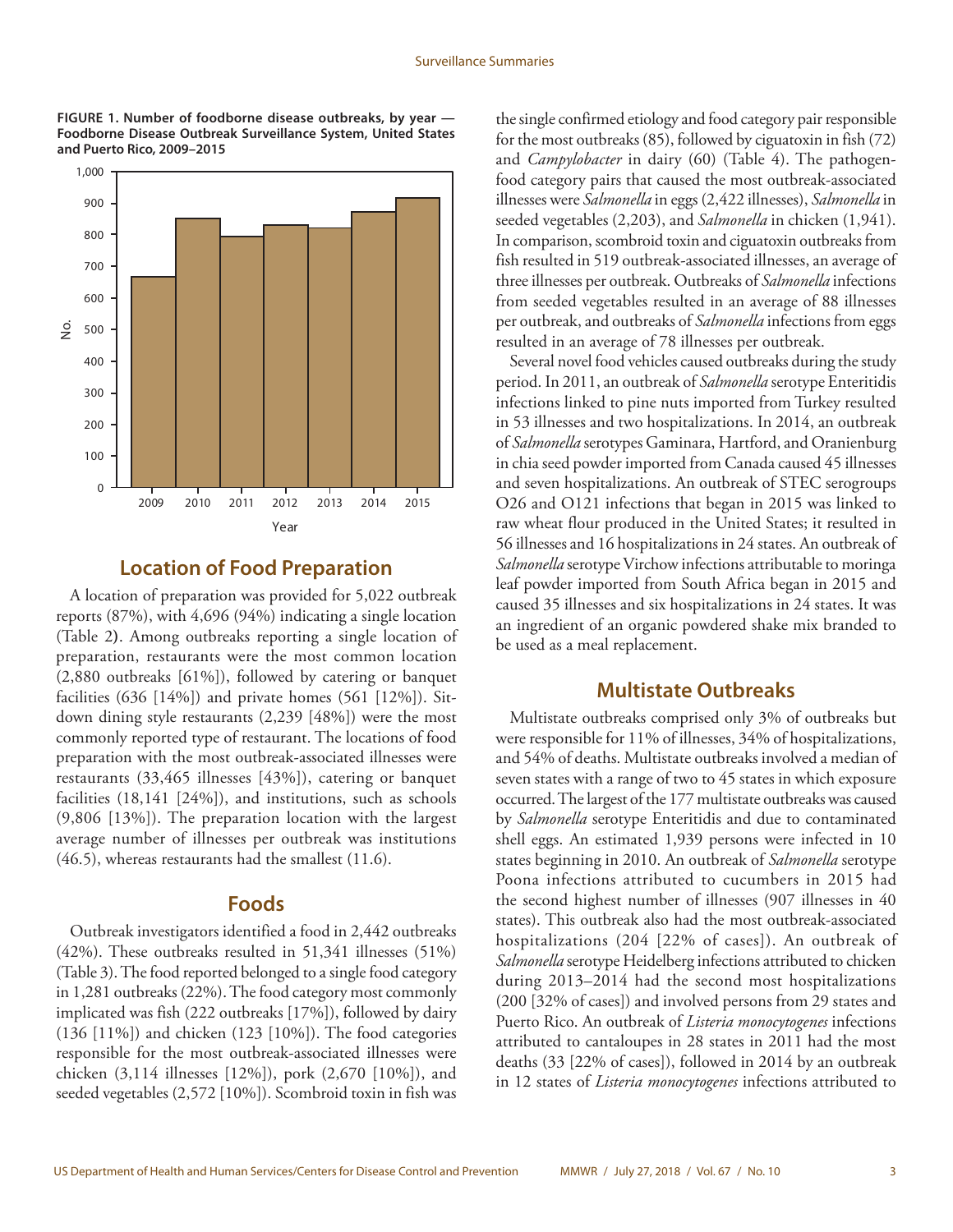**FIGURE 1. Number of foodborne disease outbreaks, by year — Foodborne Disease Outbreak Surveillance System, United States and Puerto Rico, 2009–2015**

## Location of Food Preparation

A location of preparation was provided for 5,022 outbreak reports (87%), with 4,696 (94%) indicating a single location (Table 2). Among outbreaks reporting a single location of preparation, restaurants were the most common location (2,880 outbreaks [61%]), followed by catering or banquet facilities (636 [14%]) and private homes (561 [12%]). Sit-down dining style restaurants (2,239 [48%]) were the most commonly reported type of restaurant. The locations of food preparation with the most outbreak-associated illnesses were restaurants (33,465 illnesses [43%]), catering or banquet facilities (18,141 [24%]), and institutions, such as schools (9,806 [13%]). The preparation location with the largest average number of illnesses per outbreak was institutions (46.5), whereas restaurants had the smallest (11.6).

## Foods

Outbreak investigators identified a food in 2,442 outbreaks (42%). These outbreaks resulted in 51,341 illnesses (51%) (Table 3). The food reported belonged to a single food category in 1,281 outbreaks (22%). The food category most commonly implicated was fish (222 outbreaks [17%]), followed by dairy (136 [11%]) and chicken (123 [10%]). The food categories responsible for the most outbreak-associated illnesses were chicken (3,114 illnesses [12%]), pork (2,670 [10%]), and seeded vegetables (2,572 [10%]). Scombroid toxin in fish was the single confirmed etiology and food category pair responsible for the most outbreaks (85), followed by ciguatoxin in fish (72) and *Campylobacter* in dairy (60) (Table 4). The pathogen-food category pairs that caused the most outbreak-associated illnesses were *Salmonella* in eggs (2,422 illnesses), *Salmonella* in seeded vegetables (2,203), and *Salmonella* in chicken (1,941). In comparison, scombroid toxin and ciguatoxin outbreaks from fish resulted in 519 outbreak-associated illnesses, an average of three illnesses per outbreak. Outbreaks of *Salmonella* infections from seeded vegetables resulted in an average of 88 illnesses per outbreak, and outbreaks of *Salmonella* infections from eggs resulted in an average of 78 illnesses per outbreak.

Several novel food vehicles caused outbreaks during the study period. In 2011, an outbreak of *Salmonella* serotype Enteritidis infections linked to pine nuts imported from Turkey resulted in 53 illnesses and two hospitalizations. In 2014, an outbreak of *Salmonella* serotypes Gaminara, Hartford, and Oranienburg in chia seed powder imported from Canada caused 45 illnesses and seven hospitalizations. An outbreak of STEC serogroups O26 and O121 infections that began in 2015 was linked to raw wheat flour produced in the United States; it resulted in 56 illnesses and 16 hospitalizations in 24 states. An outbreak of *Salmonella* serotype Virchow infections attributable to moringa leaf powder imported from South Africa began in 2015 and caused 35 illnesses and six hospitalizations in 24 states. It was an ingredient of an organic powdered shake mix branded to be used as a meal replacement.

## Multistate Outbreaks

Multistate outbreaks comprised only 3% of outbreaks but were responsible for 11% of illnesses, 34% of hospitalizations, and 54% of deaths. Multistate outbreaks involved a median of seven states with a range of two to 45 states in which exposure occurred. The largest of the 177 multistate outbreaks was caused by *Salmonella* serotype Enteritidis and due to contaminated shell eggs. An estimated 1,939 persons were infected in 10 states beginning in 2010. An outbreak of *Salmonella* serotype Poona infections attributed to cucumbers in 2015 had the second highest number of illnesses (907 illnesses in 40 states). This outbreak also had the most outbreak-associated hospitalizations (204 [22% of cases]). An outbreak of *Salmonella* serotype Heidelberg infections attributed to chicken during 2013–2014 had the second most hospitalizations (200 [32% of cases]) and involved persons from 29 states and Puerto Rico. An outbreak of *Listeria monocytogenes* infections attributed to cantaloupes in 28 states in 2011 had the most deaths (33 [22% of cases]), followed in 2014 by an outbreak in 12 states of *Listeria monocytogenes* infections attributed to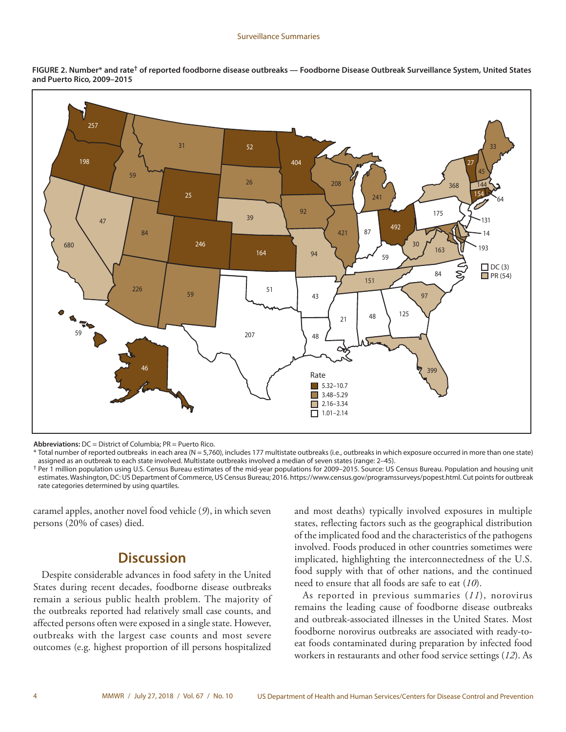**FIGURE 2. Number* and rate† of reported foodborne disease outbreaks — Foodborne Disease Outbreak Surveillance System, United States and Puerto Rico, 2009–2015**

**Abbreviations:** DC = District of Columbia; PR = Puerto Rico.

* Total number of reported outbreaks in each area (N = 5,760), includes 177 multistate outbreaks (i.e., outbreaks in which exposure occurred in more than one state) assigned as an outbreak to each state involved. Multistate outbreaks involved a median of seven states (range: 2–45).

† Per 1 million population using U.S. Census Bureau estimates of the mid-year populations for 2009–2015. Source: US Census Bureau. Population and housing unit estimates. Washington, DC: US Department of Commerce, US Census Bureau; 2016. https://www.census.gov/programssurveys/popest.html. Cut points for outbreak rate categories determined by using quartiles.

caramel apples, another novel food vehicle (*9*), in which seven persons (20% of cases) died.

## Discussion

Despite considerable advances in food safety in the United States during recent decades, foodborne disease outbreaks remain a serious public health problem. The majority of the outbreaks reported had relatively small case counts, and affected persons often were exposed in a single state. However, outbreaks with the largest case counts and most severe outcomes (e.g. highest proportion of ill persons hospitalized and most deaths) typically involved exposures in multiple states, reflecting factors such as the geographical distribution of the implicated food and the characteristics of the pathogens involved. Foods produced in other countries sometimes were implicated, highlighting the interconnectedness of the U.S. food supply with that of other nations, and the continued need to ensure that all foods are safe to eat (*10*).

As reported in previous summaries (*11*), norovirus remains the leading cause of foodborne disease outbreaks and outbreak-associated illnesses in the United States. Most foodborne norovirus outbreaks are associated with ready-to-eat foods contaminated during preparation by infected food workers in restaurants and other food service settings (*12*). As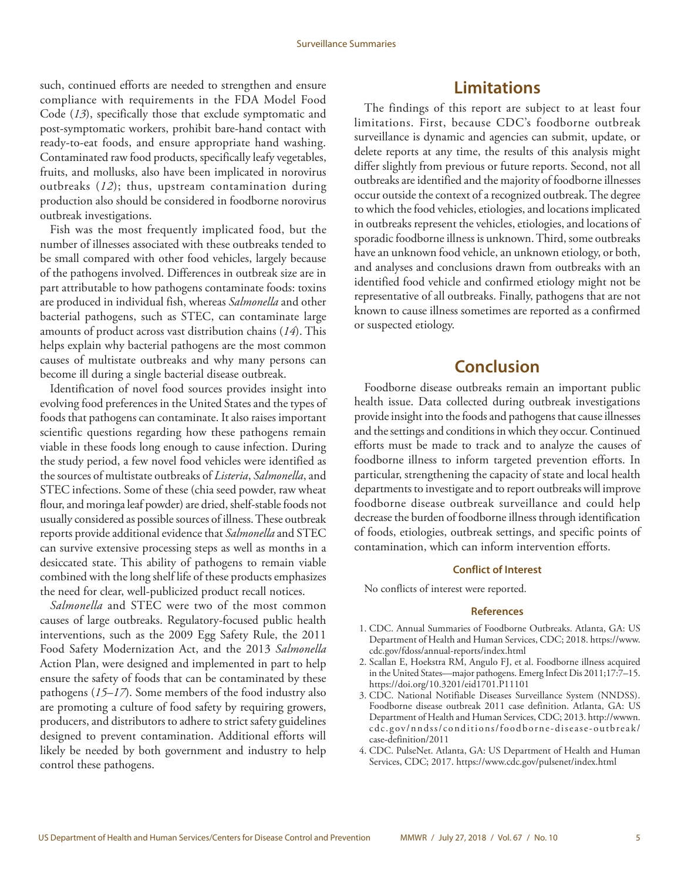such, continued efforts are needed to strengthen and ensure compliance with requirements in the FDA Model Food Code (*13*), specifically those that exclude symptomatic and post-symptomatic workers, prohibit bare-hand contact with ready-to-eat foods, and ensure appropriate hand washing. Contaminated raw food products, specifically leafy vegetables, fruits, and mollusks, also have been implicated in norovirus outbreaks (*12*); thus, upstream contamination during production also should be considered in foodborne norovirus outbreak investigations.

Fish was the most frequently implicated food, but the number of illnesses associated with these outbreaks tended to be small compared with other food vehicles, largely because of the pathogens involved. Differences in outbreak size are in part attributable to how pathogens contaminate foods: toxins are produced in individual fish, whereas *Salmonella* and other bacterial pathogens, such as STEC, can contaminate large amounts of product across vast distribution chains (*14*). This helps explain why bacterial pathogens are the most common causes of multistate outbreaks and why many persons can become ill during a single bacterial disease outbreak.

Identification of novel food sources provides insight into evolving food preferences in the United States and the types of foods that pathogens can contaminate. It also raises important scientific questions regarding how these pathogens remain viable in these foods long enough to cause infection. During the study period, a few novel food vehicles were identified as the sources of multistate outbreaks of *Listeria*, *Salmonella*, and STEC infections. Some of these (chia seed powder, raw wheat flour, and moringa leaf powder) are dried, shelf-stable foods not usually considered as possible sources of illness. These outbreak reports provide additional evidence that *Salmonella* and STEC can survive extensive processing steps as well as months in a desiccated state. This ability of pathogens to remain viable combined with the long shelf life of these products emphasizes the need for clear, well-publicized product recall notices.

*Salmonella* and STEC were two of the most common causes of large outbreaks. Regulatory-focused public health interventions, such as the 2009 Egg Safety Rule, the 2011 Food Safety Modernization Act, and the 2013 *Salmonella* Action Plan, were designed and implemented in part to help ensure the safety of foods that can be contaminated by these pathogens (*15*–*17*). Some members of the food industry also are promoting a culture of food safety by requiring growers, producers, and distributors to adhere to strict safety guidelines designed to prevent contamination. Additional efforts will likely be needed by both government and industry to help control these pathogens.

## Limitations

The findings of this report are subject to at least four limitations. First, because CDC's foodborne outbreak surveillance is dynamic and agencies can submit, update, or delete reports at any time, the results of this analysis might differ slightly from previous or future reports. Second, not all outbreaks are identified and the majority of foodborne illnesses occur outside the context of a recognized outbreak. The degree to which the food vehicles, etiologies, and locations implicated in outbreaks represent the vehicles, etiologies, and locations of sporadic foodborne illness is unknown. Third, some outbreaks have an unknown food vehicle, an unknown etiology, or both, and analyses and conclusions drawn from outbreaks with an identified food vehicle and confirmed etiology might not be representative of all outbreaks. Finally, pathogens that are not known to cause illness sometimes are reported as a confirmed or suspected etiology.

## Conclusion

Foodborne disease outbreaks remain an important public health issue. Data collected during outbreak investigations provide insight into the foods and pathogens that cause illnesses and the settings and conditions in which they occur. Continued efforts must be made to track and to analyze the causes of foodborne illness to inform targeted prevention efforts. In particular, strengthening the capacity of state and local health departments to investigate and to report outbreaks will improve foodborne disease outbreak surveillance and could help decrease the burden of foodborne illness through identification of foods, etiologies, outbreak settings, and specific points of contamination, which can inform intervention efforts.

### Conflict of Interest

No conflicts of interest were reported.

### References

1. CDC. Annual Summaries of Foodborne Outbreaks. Atlanta, GA: US Department of Health and Human Services, CDC; 2018. https://www.cdc.gov/fdoss/annual-reports/index.html
2. Scallan E, Hoekstra RM, Angulo FJ, et al. Foodborne illness acquired in the United States—major pathogens. Emerg Infect Dis 2011;17:7–15. https://doi.org/10.3201/eid1701.P11101
3. CDC. National Notifiable Diseases Surveillance System (NNDSS). Foodborne disease outbreak 2011 case definition. Atlanta, GA: US Department of Health and Human Services, CDC; 2013. http://wwwn.cdc.gov/nndss/conditions/foodborne-disease-outbreak/case-definition/2011
4. CDC. PulseNet. Atlanta, GA: US Department of Health and Human Services, CDC; 2017. https://www.cdc.gov/pulsenet/index.html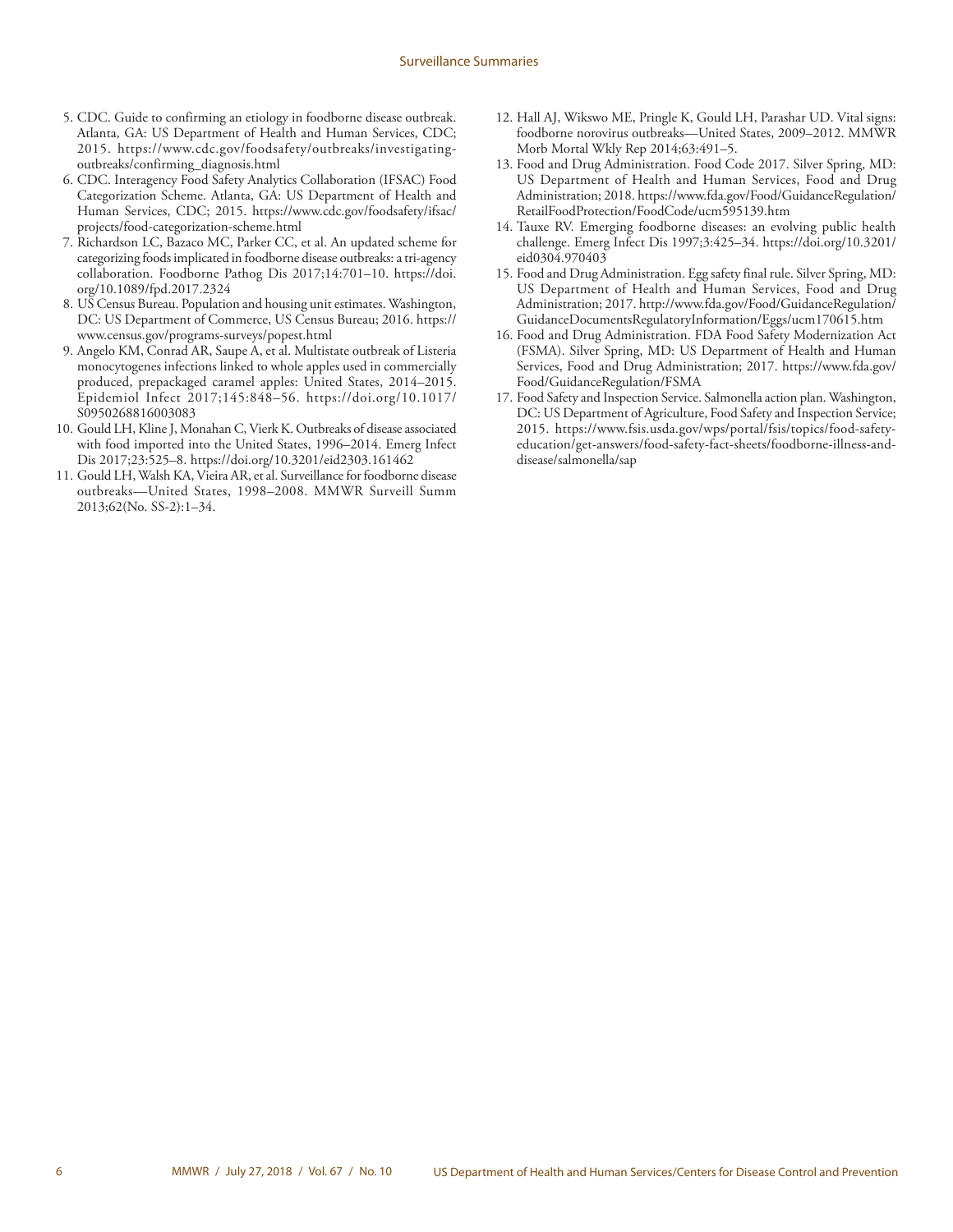5. CDC. Guide to confirming an etiology in foodborne disease outbreak. Atlanta, GA: US Department of Health and Human Services, CDC; 2015. https://www.cdc.gov/foodsafety/outbreaks/investigating-outbreaks/confirming_diagnosis.html
6. CDC. Interagency Food Safety Analytics Collaboration (IFSAC) Food Categorization Scheme. Atlanta, GA: US Department of Health and Human Services, CDC; 2015. https://www.cdc.gov/foodsafety/ifsac/projects/food-categorization-scheme.html
7. Richardson LC, Bazaco MC, Parker CC, et al. An updated scheme for categorizing foods implicated in foodborne disease outbreaks: a tri-agency collaboration. Foodborne Pathog Dis 2017;14:701–10. https://doi.org/10.1089/fpd.2017.2324
8. US Census Bureau. Population and housing unit estimates. Washington, DC: US Department of Commerce, US Census Bureau; 2016. https://www.census.gov/programs-surveys/popest.html
9. Angelo KM, Conrad AR, Saupe A, et al. Multistate outbreak of Listeria monocytogenes infections linked to whole apples used in commercially produced, prepackaged caramel apples: United States, 2014–2015. Epidemiol Infect 2017;145:848–56. https://doi.org/10.1017/S0950268816003083
10. Gould LH, Kline J, Monahan C, Vierk K. Outbreaks of disease associated with food imported into the United States, 1996–2014. Emerg Infect Dis 2017;23:525–8. https://doi.org/10.3201/eid2303.161462
11. Gould LH, Walsh KA, Vieira AR, et al. Surveillance for foodborne disease outbreaks—United States, 1998–2008. MMWR Surveill Summ 2013;62(No. SS-2):1–34.
12. Hall AJ, Wikswo ME, Pringle K, Gould LH, Parashar UD. Vital signs: foodborne norovirus outbreaks—United States, 2009–2012. MMWR Morb Mortal Wkly Rep 2014;63:491–5.
13. Food and Drug Administration. Food Code 2017. Silver Spring, MD: US Department of Health and Human Services, Food and Drug Administration; 2018. https://www.fda.gov/Food/GuidanceRegulation/RetailFoodProtection/FoodCode/ucm595139.htm
14. Tauxe RV. Emerging foodborne diseases: an evolving public health challenge. Emerg Infect Dis 1997;3:425–34. https://doi.org/10.3201/eid0304.970403
15. Food and Drug Administration. Egg safety final rule. Silver Spring, MD: US Department of Health and Human Services, Food and Drug Administration; 2017. http://www.fda.gov/Food/GuidanceRegulation/GuidanceDocumentsRegulatoryInformation/Eggs/ucm170615.htm
16. Food and Drug Administration. FDA Food Safety Modernization Act (FSMA). Silver Spring, MD: US Department of Health and Human Services, Food and Drug Administration; 2017. https://www.fda.gov/Food/GuidanceRegulation/FSMA
17. Food Safety and Inspection Service. Salmonella action plan. Washington, DC: US Department of Agriculture, Food Safety and Inspection Service; 2015. https://www.fsis.usda.gov/wps/portal/fsis/topics/food-safety-education/get-answers/food-safety-fact-sheets/foodborne-illness-and-disease/salmonella/sap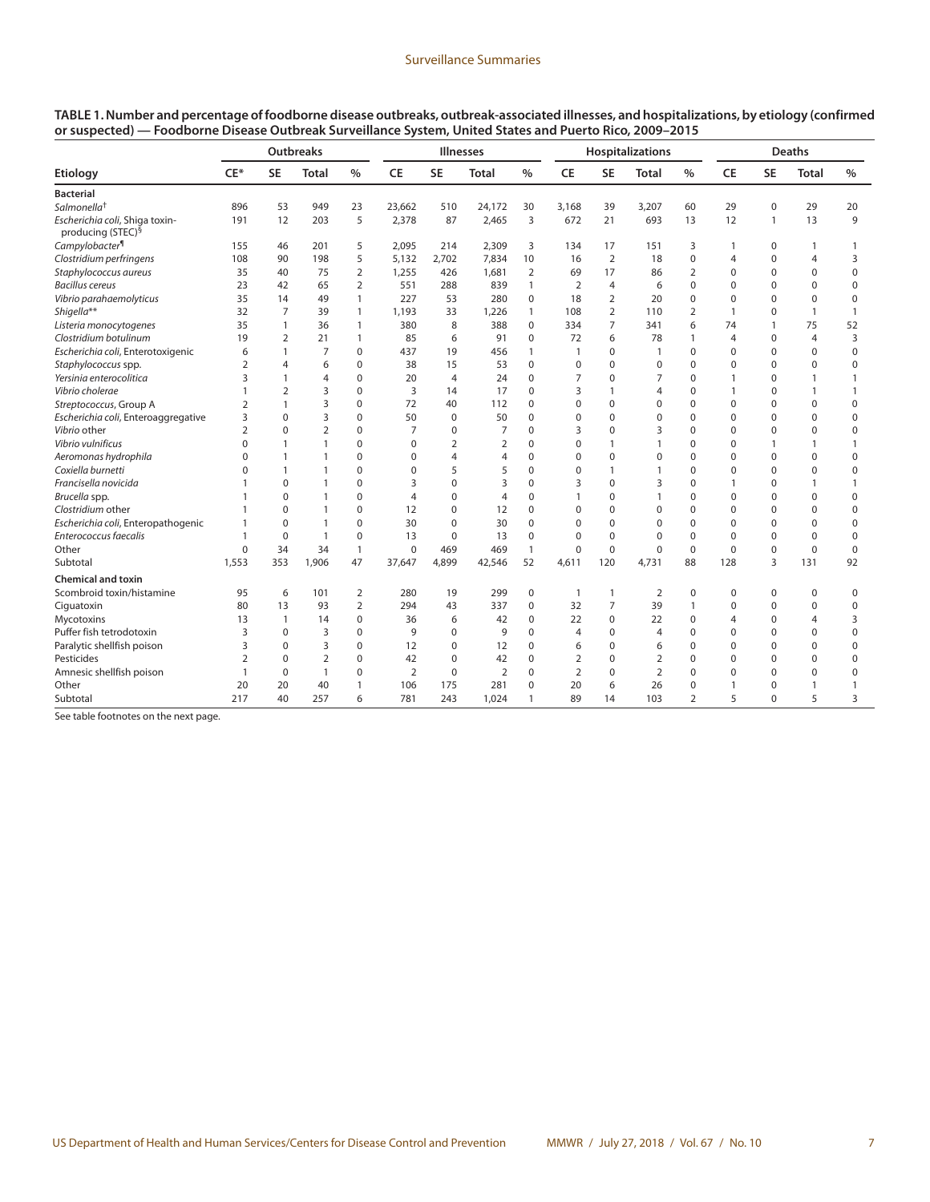**TABLE 1. Number and percentage of foodborne disease outbreaks, outbreak-associated illnesses, and hospitalizations, by etiology (confirmed or suspected) — Foodborne Disease Outbreak Surveillance System, United States and Puerto Rico, 2009–2015**

| Etiology | Outbreaks | | | | Illnesses | | | | Hospitalizations | | | | Deaths | | | |
|---|---|---|---|---|---|---|---|---|---|---|---|---|---|---|---|---|
| | CE* | SE | Total | % | CE | SE | Total | % | CE | SE | Total | % | CE | SE | Total | % |
| **Bacterial** | | | | | | | | | | | | | | | | |
| *Salmonella*† | 896 | 53 | 949 | 23 | 23,662 | 510 | 24,172 | 30 | 3,168 | 39 | 3,207 | 60 | 29 | 0 | 29 | 20 |
| *Escherichia coli*, Shiga toxin-producing (STEC)§ | 191 | 12 | 203 | 5 | 2,378 | 87 | 2,465 | 3 | 672 | 21 | 693 | 13 | 12 | 1 | 13 | 9 |
| *Campylobacter*¶ | 155 | 46 | 201 | 5 | 2,095 | 214 | 2,309 | 3 | 134 | 17 | 151 | 3 | 1 | 0 | 1 | 1 |
| *Clostridium perfringens* | 108 | 90 | 198 | 5 | 5,132 | 2,702 | 7,834 | 10 | 16 | 2 | 18 | 0 | 4 | 0 | 4 | 3 |
| *Staphylococcus aureus* | 35 | 40 | 75 | 2 | 1,255 | 426 | 1,681 | 2 | 69 | 17 | 86 | 2 | 0 | 0 | 0 | 0 |
| *Bacillus cereus* | 23 | 42 | 65 | 2 | 551 | 288 | 839 | 1 | 2 | 4 | 6 | 0 | 0 | 0 | 0 | 0 |
| *Vibrio parahaemolyticus* | 35 | 14 | 49 | 1 | 227 | 53 | 280 | 0 | 18 | 2 | 20 | 0 | 0 | 0 | 0 | 0 |
| *Shigella*** | 32 | 7 | 39 | 1 | 1,193 | 33 | 1,226 | 1 | 108 | 2 | 110 | 2 | 1 | 0 | 1 | 1 |
| *Listeria monocytogenes* | 35 | 1 | 36 | 1 | 380 | 8 | 388 | 0 | 334 | 7 | 341 | 6 | 74 | 1 | 75 | 52 |
| *Clostridium botulinum* | 19 | 2 | 21 | 1 | 85 | 6 | 91 | 0 | 72 | 6 | 78 | 1 | 4 | 0 | 4 | 3 |
| *Escherichia coli*, Enterotoxigenic | 6 | 1 | 7 | 0 | 437 | 19 | 456 | 1 | 1 | 0 | 1 | 0 | 0 | 0 | 0 | 0 |
| *Staphylococcus* spp. | 2 | 4 | 6 | 0 | 38 | 15 | 53 | 0 | 0 | 0 | 0 | 0 | 0 | 0 | 0 | 0 |
| *Yersinia enterocolitica* | 3 | 1 | 4 | 0 | 20 | 4 | 24 | 0 | 7 | 0 | 7 | 0 | 1 | 0 | 1 | 1 |
| *Vibrio cholerae* | 1 | 2 | 3 | 0 | 3 | 14 | 17 | 0 | 3 | 1 | 4 | 0 | 1 | 0 | 1 | 1 |
| *Streptococcus*, Group A | 2 | 1 | 3 | 0 | 72 | 40 | 112 | 0 | 0 | 0 | 0 | 0 | 0 | 0 | 0 | 0 |
| *Escherichia coli*, Enteroaggregative | 3 | 0 | 3 | 0 | 50 | 0 | 50 | 0 | 0 | 0 | 0 | 0 | 0 | 0 | 0 | 0 |
| *Vibrio* other | 2 | 0 | 2 | 0 | 7 | 0 | 7 | 0 | 3 | 0 | 3 | 0 | 0 | 0 | 0 | 0 |
| *Vibrio vulnificus* | 0 | 1 | 1 | 0 | 0 | 2 | 2 | 0 | 0 | 1 | 1 | 0 | 0 | 1 | 1 | 1 |
| *Aeromonas hydrophila* | 0 | 1 | 1 | 0 | 0 | 4 | 4 | 0 | 0 | 0 | 0 | 0 | 0 | 0 | 0 | 0 |
| *Coxiella burnetti* | 0 | 1 | 1 | 0 | 0 | 5 | 5 | 0 | 0 | 1 | 1 | 0 | 0 | 0 | 0 | 0 |
| *Francisella novicida* | 1 | 0 | 1 | 0 | 3 | 0 | 3 | 0 | 3 | 0 | 3 | 0 | 1 | 0 | 1 | 1 |
| *Brucella* spp. | 1 | 0 | 1 | 0 | 4 | 0 | 4 | 0 | 1 | 0 | 1 | 0 | 0 | 0 | 0 | 0 |
| *Clostridium* other | 1 | 0 | 1 | 0 | 12 | 0 | 12 | 0 | 0 | 0 | 0 | 0 | 0 | 0 | 0 | 0 |
| *Escherichia coli*, Enteropathogenic | 1 | 0 | 1 | 0 | 30 | 0 | 30 | 0 | 0 | 0 | 0 | 0 | 0 | 0 | 0 | 0 |
| *Enterococcus faecalis* | 1 | 0 | 1 | 0 | 13 | 0 | 13 | 0 | 0 | 0 | 0 | 0 | 0 | 0 | 0 | 0 |
| Other | 0 | 34 | 34 | 1 | 0 | 469 | 469 | 1 | 0 | 0 | 0 | 0 | 0 | 0 | 0 | 0 |
| Subtotal | 1,553 | 353 | 1,906 | 47 | 37,647 | 4,899 | 42,546 | 52 | 4,611 | 120 | 4,731 | 88 | 128 | 3 | 131 | 92 |
| **Chemical and toxin** | | | | | | | | | | | | | | | | |
| Scombroid toxin/histamine | 95 | 6 | 101 | 2 | 280 | 19 | 299 | 0 | 1 | 1 | 2 | 0 | 0 | 0 | 0 | 0 |
| Ciguatoxin | 80 | 13 | 93 | 2 | 294 | 43 | 337 | 0 | 32 | 7 | 39 | 1 | 0 | 0 | 0 | 0 |
| Mycotoxins | 13 | 1 | 14 | 0 | 36 | 6 | 42 | 0 | 22 | 0 | 22 | 0 | 4 | 0 | 4 | 3 |
| Puffer fish tetrodotoxin | 3 | 0 | 3 | 0 | 9 | 0 | 9 | 0 | 4 | 0 | 4 | 0 | 0 | 0 | 0 | 0 |
| Paralytic shellfish poison | 3 | 0 | 3 | 0 | 12 | 0 | 12 | 0 | 6 | 0 | 6 | 0 | 0 | 0 | 0 | 0 |
| Pesticides | 2 | 0 | 2 | 0 | 42 | 0 | 42 | 0 | 2 | 0 | 2 | 0 | 0 | 0 | 0 | 0 |
| Amnesic shellfish poison | 1 | 0 | 1 | 0 | 2 | 0 | 2 | 0 | 2 | 0 | 2 | 0 | 0 | 0 | 0 | 0 |
| Other | 20 | 20 | 40 | 1 | 106 | 175 | 281 | 0 | 20 | 6 | 26 | 0 | 1 | 0 | 1 | 1 |
| Subtotal | 217 | 40 | 257 | 6 | 781 | 243 | 1,024 | 1 | 89 | 14 | 103 | 2 | 5 | 0 | 5 | 3 |

See table footnotes on the next page.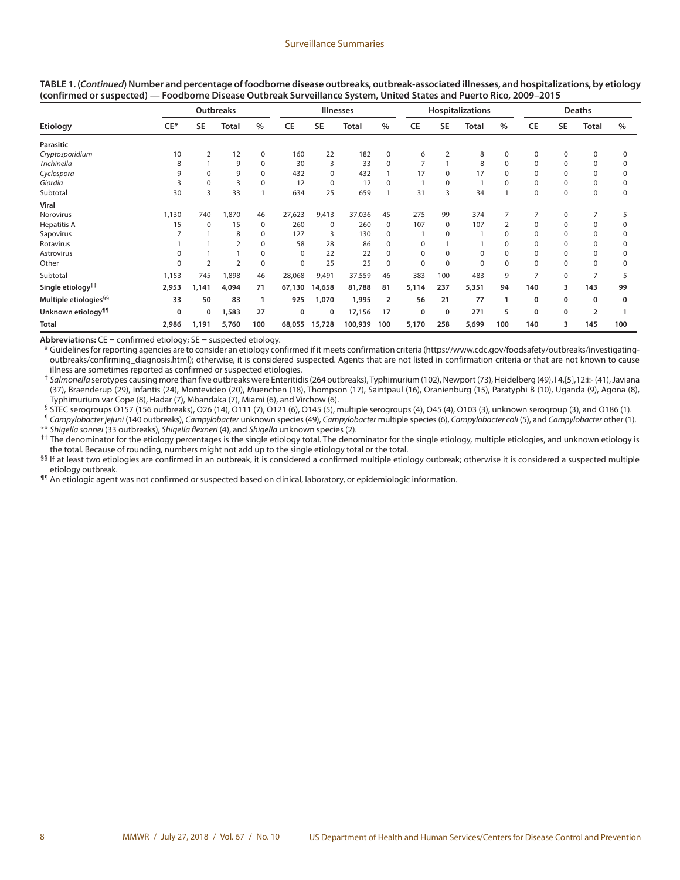**TABLE 1. (*Continued*) Number and percentage of foodborne disease outbreaks, outbreak-associated illnesses, and hospitalizations, by etiology (confirmed or suspected) — Foodborne Disease Outbreak Surveillance System, United States and Puerto Rico, 2009–2015**

| Etiology | Outbreaks | | | | Illnesses | | | | Hospitalizations | | | | Deaths | | | |
|---|---|---|---|---|---|---|---|---|---|---|---|---|---|---|---|---|
| | CE* | SE | Total | % | CE | SE | Total | % | CE | SE | Total | % | CE | SE | Total | % |
| **Parasitic** | | | | | | | | | | | | | | | | |
| *Cryptosporidium* | 10 | 2 | 12 | 0 | 160 | 22 | 182 | 0 | 6 | 2 | 8 | 0 | 0 | 0 | 0 | 0 |
| *Trichinella* | 8 | 1 | 9 | 0 | 30 | 3 | 33 | 0 | 7 | 1 | 8 | 0 | 0 | 0 | 0 | 0 |
| *Cyclospora* | 9 | 0 | 9 | 0 | 432 | 0 | 432 | 1 | 17 | 0 | 17 | 0 | 0 | 0 | 0 | 0 |
| *Giardia* | 3 | 0 | 3 | 0 | 12 | 0 | 12 | 0 | 1 | 0 | 1 | 0 | 0 | 0 | 0 | 0 |
| Subtotal | 30 | 3 | 33 | 1 | 634 | 25 | 659 | 1 | 31 | 3 | 34 | 1 | 0 | 0 | 0 | 0 |
| **Viral** | | | | | | | | | | | | | | | | |
| Norovirus | 1,130 | 740 | 1,870 | 46 | 27,623 | 9,413 | 37,036 | 45 | 275 | 99 | 374 | 7 | 7 | 0 | 7 | 5 |
| Hepatitis A | 15 | 0 | 15 | 0 | 260 | 0 | 260 | 0 | 107 | 0 | 107 | 2 | 0 | 0 | 0 | 0 |
| Sapovirus | 7 | 1 | 8 | 0 | 127 | 3 | 130 | 0 | 1 | 0 | 1 | 0 | 0 | 0 | 0 | 0 |
| Rotavirus | 1 | 1 | 2 | 0 | 58 | 28 | 86 | 0 | 0 | 1 | 1 | 0 | 0 | 0 | 0 | 0 |
| Astrovirus | 0 | 1 | 1 | 0 | 0 | 22 | 22 | 0 | 0 | 0 | 0 | 0 | 0 | 0 | 0 | 0 |
| Other | 0 | 2 | 2 | 0 | 0 | 25 | 25 | 0 | 0 | 0 | 0 | 0 | 0 | 0 | 0 | 0 |
| Subtotal | 1,153 | 745 | 1,898 | 46 | 28,068 | 9,491 | 37,559 | 46 | 383 | 100 | 483 | 9 | 7 | 0 | 7 | 5 |
| **Single etiology[††]** | **2,953** | **1,141** | **4,094** | **71** | **67,130** | **14,658** | **81,788** | **81** | **5,114** | **237** | **5,351** | **94** | **140** | **3** | **143** | **99** |
| **Multiple etiologies[§§]** | **33** | **50** | **83** | **1** | **925** | **1,070** | **1,995** | **2** | **56** | **21** | **77** | **1** | **0** | **0** | **0** | **0** |
| **Unknown etiology[¶¶]** | **0** | **0** | **1,583** | **27** | **0** | **0** | **17,156** | **17** | **0** | **0** | **271** | **5** | **0** | **0** | **2** | **1** |
| **Total** | **2,986** | **1,191** | **5,760** | **100** | **68,055** | **15,728** | **100,939** | **100** | **5,170** | **258** | **5,699** | **100** | **140** | **3** | **145** | **100** |

**Abbreviations:** CE = confirmed etiology; SE = suspected etiology.

\* Guidelines for reporting agencies are to consider an etiology confirmed if it meets confirmation criteria (https://www.cdc.gov/foodsafety/outbreaks/investigating-outbreaks/confirming_diagnosis.html); otherwise, it is considered suspected. Agents that are not listed in confirmation criteria or that are not known to cause illness are sometimes reported as confirmed or suspected etiologies.

† *Salmonella* serotypes causing more than five outbreaks were Enteritidis (264 outbreaks), Typhimurium (102), Newport (73), Heidelberg (49), I 4,[5],12:i:- (41), Javiana (37), Braenderup (29), Infantis (24), Montevideo (20), Muenchen (18), Thompson (17), Saintpaul (16), Oranienburg (15), Paratyphi B (10), Uganda (9), Agona (8), Typhimurium var Cope (8), Hadar (7), Mbandaka (7), Miami (6), and Virchow (6).

§ STEC serogroups O157 (156 outbreaks), O26 (14), O111 (7), O121 (6), O145 (5), multiple serogroups (4), O45 (4), O103 (3), unknown serogroup (3), and O186 (1).

¶ *Campylobacter jejuni* (140 outbreaks), *Campylobacter* unknown species (49), *Campylobacter* multiple species (6), *Campylobacter coli* (5), and *Campylobacter* other (1).

\*\* *Shigella sonnei* (33 outbreaks), *Shigella flexneri* (4), and *Shigella* unknown species (2).

†† The denominator for the etiology percentages is the single etiology total. The denominator for the single etiology, multiple etiologies, and unknown etiology is the total. Because of rounding, numbers might not add up to the single etiology total or the total.

§§ If at least two etiologies are confirmed in an outbreak, it is considered a confirmed multiple etiology outbreak; otherwise it is considered a suspected multiple etiology outbreak.

¶¶ An etiologic agent was not confirmed or suspected based on clinical, laboratory, or epidemiologic information.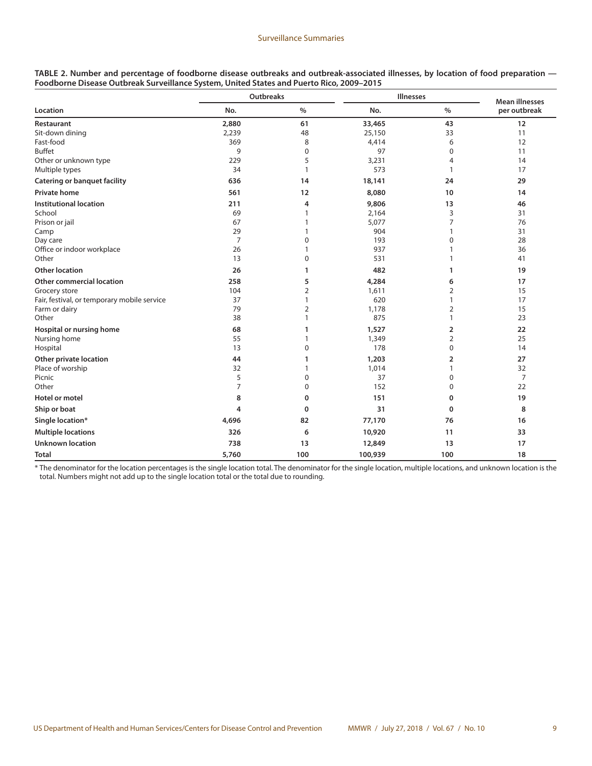**TABLE 2. Number and percentage of foodborne disease outbreaks and outbreak-associated illnesses, by location of food preparation — Foodborne Disease Outbreak Surveillance System, United States and Puerto Rico, 2009–2015**

| Location | Outbreaks | | Illnesses | | Mean illnesses per outbreak |
|---|---|---|---|---|---|
| | No. | % | No. | % | |
| **Restaurant** | **2,880** | **61** | **33,465** | **43** | **12** |
| Sit-down dining | 2,239 | 48 | 25,150 | 33 | 11 |
| Fast-food | 369 | 8 | 4,414 | 6 | 12 |
| Buffet | 9 | 0 | 97 | 0 | 11 |
| Other or unknown type | 229 | 5 | 3,231 | 4 | 14 |
| Multiple types | 34 | 1 | 573 | 1 | 17 |
| **Catering or banquet facility** | **636** | **14** | **18,141** | **24** | **29** |
| **Private home** | **561** | **12** | **8,080** | **10** | **14** |
| **Institutional location** | **211** | **4** | **9,806** | **13** | **46** |
| School | 69 | 1 | 2,164 | 3 | 31 |
| Prison or jail | 67 | 1 | 5,077 | 7 | 76 |
| Camp | 29 | 1 | 904 | 1 | 31 |
| Day care | 7 | 0 | 193 | 0 | 28 |
| Office or indoor workplace | 26 | 1 | 937 | 1 | 36 |
| Other | 13 | 0 | 531 | 1 | 41 |
| **Other location** | **26** | **1** | **482** | **1** | **19** |
| **Other commercial location** | **258** | **5** | **4,284** | **6** | **17** |
| Grocery store | 104 | 2 | 1,611 | 2 | 15 |
| Fair, festival, or temporary mobile service | 37 | 1 | 620 | 1 | 17 |
| Farm or dairy | 79 | 2 | 1,178 | 2 | 15 |
| Other | 38 | 1 | 875 | 1 | 23 |
| **Hospital or nursing home** | **68** | **1** | **1,527** | **2** | **22** |
| Nursing home | 55 | 1 | 1,349 | 2 | 25 |
| Hospital | 13 | 0 | 178 | 0 | 14 |
| **Other private location** | **44** | **1** | **1,203** | **2** | **27** |
| Place of worship | 32 | 1 | 1,014 | 1 | 32 |
| Picnic | 5 | 0 | 37 | 0 | 7 |
| Other | 7 | 0 | 152 | 0 | 22 |
| **Hotel or motel** | **8** | **0** | **151** | **0** | **19** |
| **Ship or boat** | **4** | **0** | **31** | **0** | **8** |
| **Single location*** | **4,696** | **82** | **77,170** | **76** | **16** |
| **Multiple locations** | **326** | **6** | **10,920** | **11** | **33** |
| **Unknown location** | **738** | **13** | **12,849** | **13** | **17** |
| **Total** | **5,760** | **100** | **100,939** | **100** | **18** |

* The denominator for the location percentages is the single location total. The denominator for the single location, multiple locations, and unknown location is the total. Numbers might not add up to the single location total or the total due to rounding.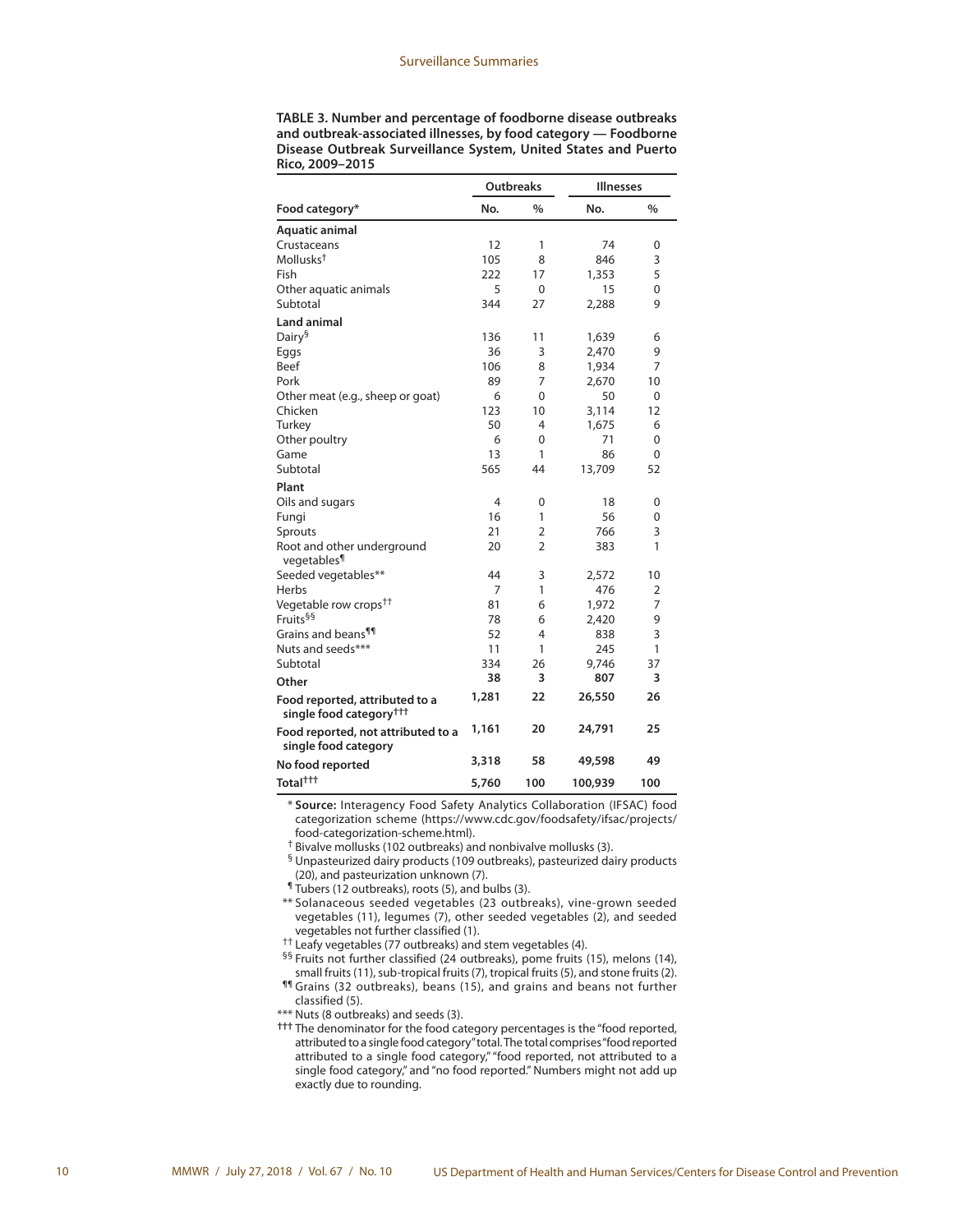**TABLE 3. Number and percentage of foodborne disease outbreaks and outbreak-associated illnesses, by food category — Foodborne Disease Outbreak Surveillance System, United States and Puerto Rico, 2009–2015**

| Food category* | Outbreaks | | Illnesses | |
|---|---|---|---|---|
| | No. | % | No. | % |
| **Aquatic animal** | | | | |
| Crustaceans | 12 | 1 | 74 | 0 |
| Mollusks† | 105 | 8 | 846 | 3 |
| Fish | 222 | 17 | 1,353 | 5 |
| Other aquatic animals | 5 | 0 | 15 | 0 |
| Subtotal | 344 | 27 | 2,288 | 9 |
| **Land animal** | | | | |
| Dairy§ | 136 | 11 | 1,639 | 6 |
| Eggs | 36 | 3 | 2,470 | 9 |
| Beef | 106 | 8 | 1,934 | 7 |
| Pork | 89 | 7 | 2,670 | 10 |
| Other meat (e.g., sheep or goat) | 6 | 0 | 50 | 0 |
| Chicken | 123 | 10 | 3,114 | 12 |
| Turkey | 50 | 4 | 1,675 | 6 |
| Other poultry | 6 | 0 | 71 | 0 |
| Game | 13 | 1 | 86 | 0 |
| Subtotal | 565 | 44 | 13,709 | 52 |
| **Plant** | | | | |
| Oils and sugars | 4 | 0 | 18 | 0 |
| Fungi | 16 | 1 | 56 | 0 |
| Sprouts | 21 | 2 | 766 | 3 |
| Root and other underground vegetables¶ | 20 | 2 | 383 | 1 |
| Seeded vegetables** | 44 | 3 | 2,572 | 10 |
| Herbs | 7 | 1 | 476 | 2 |
| Vegetable row crops†† | 81 | 6 | 1,972 | 7 |
| Fruits§§ | 78 | 6 | 2,420 | 9 |
| Grains and beans¶¶ | 52 | 4 | 838 | 3 |
| Nuts and seeds*** | 11 | 1 | 245 | 1 |
| Subtotal | 334 | 26 | 9,746 | 37 |
| **Other** | **38** | **3** | **807** | **3** |
| **Food reported, attributed to a single food category†††** | **1,281** | **22** | **26,550** | **26** |
| **Food reported, not attributed to a single food category** | **1,161** | **20** | **24,791** | **25** |
| **No food reported** | **3,318** | **58** | **49,598** | **49** |
| **Total†††** | **5,760** | **100** | **100,939** | **100** |

\* **Source:** Interagency Food Safety Analytics Collaboration (IFSAC) food categorization scheme (https://www.cdc.gov/foodsafety/ifsac/projects/food-categorization-scheme.html).

† Bivalve mollusks (102 outbreaks) and nonbivalve mollusks (3).

§ Unpasteurized dairy products (109 outbreaks), pasteurized dairy products (20), and pasteurization unknown (7).

¶ Tubers (12 outbreaks), roots (5), and bulbs (3).

** Solanaceous seeded vegetables (23 outbreaks), vine-grown seeded vegetables (11), legumes (7), other seeded vegetables (2), and seeded vegetables not further classified (1).

†† Leafy vegetables (77 outbreaks) and stem vegetables (4).

§§ Fruits not further classified (24 outbreaks), pome fruits (15), melons (14), small fruits (11), sub-tropical fruits (7), tropical fruits (5), and stone fruits (2).

¶¶ Grains (32 outbreaks), beans (15), and grains and beans not further classified (5).

*** Nuts (8 outbreaks) and seeds (3).

††† The denominator for the food category percentages is the "food reported, attributed to a single food category" total. The total comprises "food reported attributed to a single food category," "food reported, not attributed to a single food category," and "no food reported." Numbers might not add up exactly due to rounding.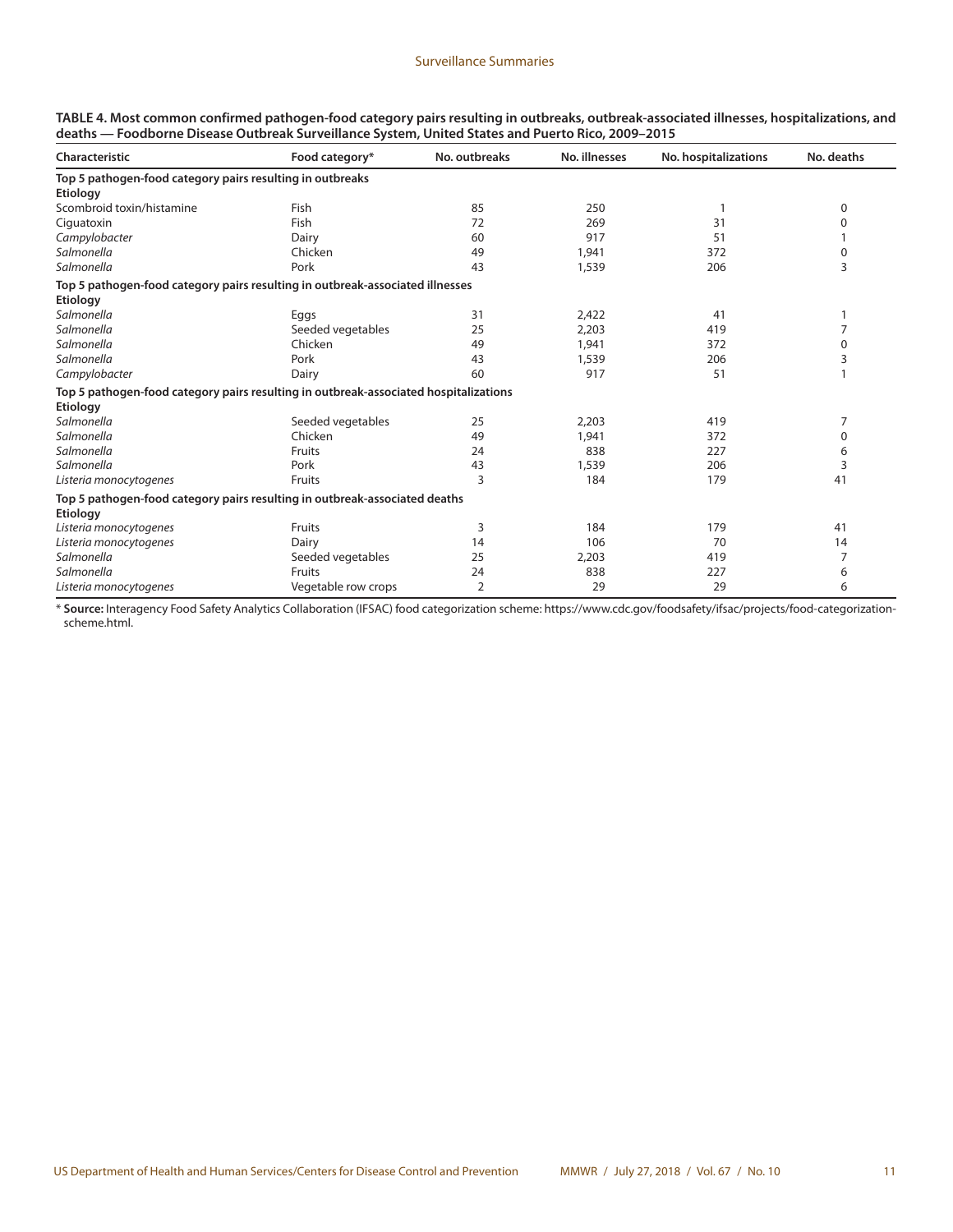**TABLE 4. Most common confirmed pathogen-food category pairs resulting in outbreaks, outbreak-associated illnesses, hospitalizations, and deaths — Foodborne Disease Outbreak Surveillance System, United States and Puerto Rico, 2009–2015**

| Characteristic | Food category* | No. outbreaks | No. illnesses | No. hospitalizations | No. deaths |
|---|---|---|---|---|---|
| **Top 5 pathogen-food category pairs resulting in outbreaks** | | | | | |
| **Etiology** | | | | | |
| Scombroid toxin/histamine | Fish | 85 | 250 | 1 | 0 |
| Ciguatoxin | Fish | 72 | 269 | 31 | 0 |
| *Campylobacter* | Dairy | 60 | 917 | 51 | 1 |
| *Salmonella* | Chicken | 49 | 1,941 | 372 | 0 |
| *Salmonella* | Pork | 43 | 1,539 | 206 | 3 |
| **Top 5 pathogen-food category pairs resulting in outbreak-associated illnesses** | | | | | |
| **Etiology** | | | | | |
| *Salmonella* | Eggs | 31 | 2,422 | 41 | 1 |
| *Salmonella* | Seeded vegetables | 25 | 2,203 | 419 | 7 |
| *Salmonella* | Chicken | 49 | 1,941 | 372 | 0 |
| *Salmonella* | Pork | 43 | 1,539 | 206 | 3 |
| *Campylobacter* | Dairy | 60 | 917 | 51 | 1 |
| **Top 5 pathogen-food category pairs resulting in outbreak-associated hospitalizations** | | | | | |
| **Etiology** | | | | | |
| *Salmonella* | Seeded vegetables | 25 | 2,203 | 419 | 7 |
| *Salmonella* | Chicken | 49 | 1,941 | 372 | 0 |
| *Salmonella* | Fruits | 24 | 838 | 227 | 6 |
| *Salmonella* | Pork | 43 | 1,539 | 206 | 3 |
| *Listeria monocytogenes* | Fruits | 3 | 184 | 179 | 41 |
| **Top 5 pathogen-food category pairs resulting in outbreak-associated deaths** | | | | | |
| **Etiology** | | | | | |
| *Listeria monocytogenes* | Fruits | 3 | 184 | 179 | 41 |
| *Listeria monocytogenes* | Dairy | 14 | 106 | 70 | 14 |
| *Salmonella* | Seeded vegetables | 25 | 2,203 | 419 | 7 |
| *Salmonella* | Fruits | 24 | 838 | 227 | 6 |
| *Listeria monocytogenes* | Vegetable row crops | 2 | 29 | 29 | 6 |

\* **Source:** Interagency Food Safety Analytics Collaboration (IFSAC) food categorization scheme: https://www.cdc.gov/foodsafety/ifsac/projects/food-categorization-scheme.html.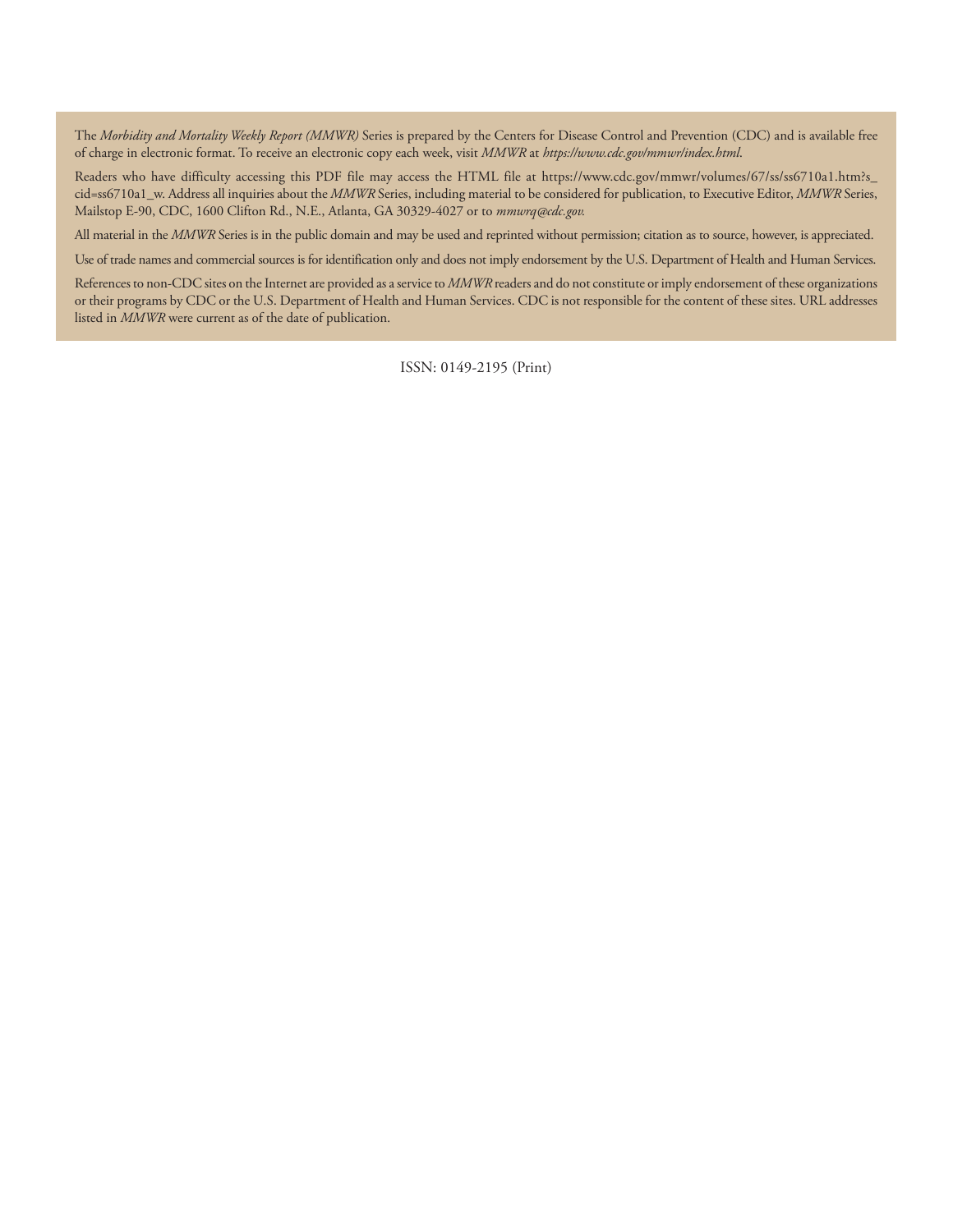The *Morbidity and Mortality Weekly Report (MMWR)* Series is prepared by the Centers for Disease Control and Prevention (CDC) and is available free of charge in electronic format. To receive an electronic copy each week, visit *MMWR* at *https://www.cdc.gov/mmwr/index.html*.

Readers who have difficulty accessing this PDF file may access the HTML file at https://www.cdc.gov/mmwr/volumes/67/ss/ss6710a1.htm?s_cid=ss6710a1_w. Address all inquiries about the *MMWR* Series, including material to be considered for publication, to Executive Editor, *MMWR* Series, Mailstop E-90, CDC, 1600 Clifton Rd., N.E., Atlanta, GA 30329-4027 or to *mmwrq@cdc.gov.*

All material in the *MMWR* Series is in the public domain and may be used and reprinted without permission; citation as to source, however, is appreciated.

Use of trade names and commercial sources is for identification only and does not imply endorsement by the U.S. Department of Health and Human Services.

References to non-CDC sites on the Internet are provided as a service to *MMWR* readers and do not constitute or imply endorsement of these organizations or their programs by CDC or the U.S. Department of Health and Human Services. CDC is not responsible for the content of these sites. URL addresses listed in *MMWR* were current as of the date of publication.

ISSN: 0149-2195 (Print)